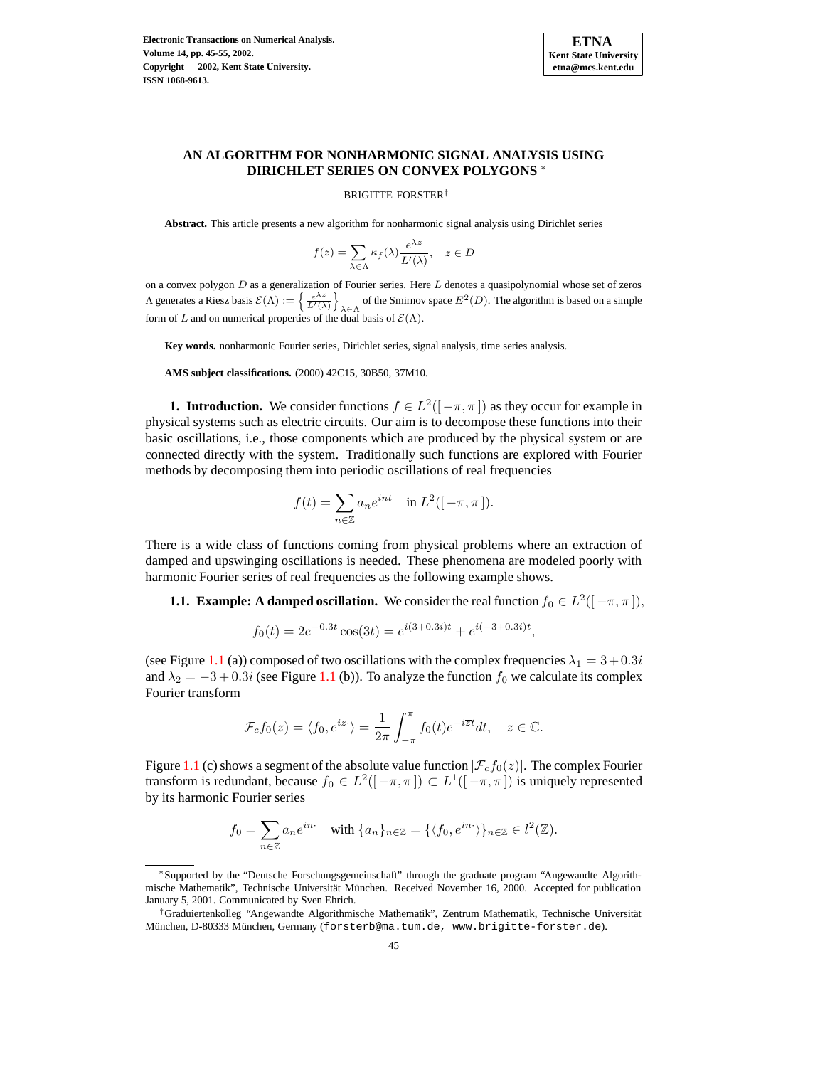# AN ALGORITHM FOR NONHARMONIC SIGNAL ANALYSIS USING DIRICHLET SERIES ON CONVEX POLYGONS [*]

BRIGITTE FORSTER[†]

**Abstract.** This article presents a new algorithm for nonharmonic signal analysis using Dirichlet series

$$f(z) = \sum_{\lambda \in \Lambda} \kappa_f(\lambda) \frac{e^{\lambda z}}{L'(\lambda)}, \quad z \in D$$

on a convex polygon $D$ as a generalization of Fourier series. Here $L$ denotes a quasipolynomial whose set of zeros $\Lambda$ generates a Riesz basis $\mathcal{E}(\Lambda) := \left\{ \frac{e^{\lambda z}}{L'(\lambda)} \right\}_{\lambda \in \Lambda}$ of the Smirnov space $E^2(D)$. The algorithm is based on a simple form of $L$ and on numerical properties of the dual basis of $\mathcal{E}(\Lambda)$.

**Key words.** nonharmonic Fourier series, Dirichlet series, signal analysis, time series analysis.

**AMS subject classifications.** (2000) 42C15, 30B50, 37M10.

**1. Introduction.** We consider functions $f \in L^2([-\pi, \pi])$ as they occur for example in physical systems such as electric circuits. Our aim is to decompose these functions into their basic oscillations, i.e., those components which are produced by the physical system or are connected directly with the system. Traditionally such functions are explored with Fourier methods by decomposing them into periodic oscillations of real frequencies

$$f(t) = \sum_{n \in \mathbb{Z}} a_n e^{int} \quad \text{in } L^2([-\pi, \pi]).$$

There is a wide class of functions coming from physical problems where an extraction of damped and upswinging oscillations is needed. These phenomena are modeled poorly with harmonic Fourier series of real frequencies as the following example shows.

**1.1. Example: A damped oscillation.** We consider the real function $f_0 \in L^2([-\pi, \pi])$,

$$f_0(t) = 2e^{-0.3t} \cos(3t) = e^{i(3+0.3i)t} + e^{i(-3+0.3i)t},$$

(see Figure 1.1 (a)) composed of two oscillations with the complex frequencies $\lambda_1 = 3 + 0.3i$ and $\lambda_2 = -3 + 0.3i$ (see Figure 1.1 (b)). To analyze the function $f_0$ we calculate its complex Fourier transform

$$\mathcal{F}_c f_0(z) = \langle f_0, e^{iz\cdot} \rangle = \frac{1}{2\pi} \int_{-\pi}^{\pi} f_0(t) e^{-i\overline{z}t} dt, \quad z \in \mathbb{C}.$$

Figure 1.1 (c) shows a segment of the absolute value function $|\mathcal{F}_c f_0(z)|$. The complex Fourier transform is redundant, because $f_0 \in L^2([-\pi, \pi]) \subset L^1([-\pi, \pi])$ is uniquely represented by its harmonic Fourier series

$$f_0 = \sum_{n \in \mathbb{Z}} a_n e^{in\cdot} \quad \text{with } \{a_n\}_{n \in \mathbb{Z}} = \{\langle f_0, e^{in\cdot} \rangle\}_{n \in \mathbb{Z}} \in l^2(\mathbb{Z}).$$

---

[*] Supported by the "Deutsche Forschungsgemeinschaft" through the graduate program "Angewandte Algorithmische Mathematik", Technische Universität München. Received November 16, 2000. Accepted for publication January 5, 2001. Communicated by Sven Ehrich.

[†] Graduiertenkolleg "Angewandte Algorithmische Mathematik", Zentrum Mathematik, Technische Universität München, D-80333 München, Germany (forsterb@ma.tum.de, www.brigitte-forster.de).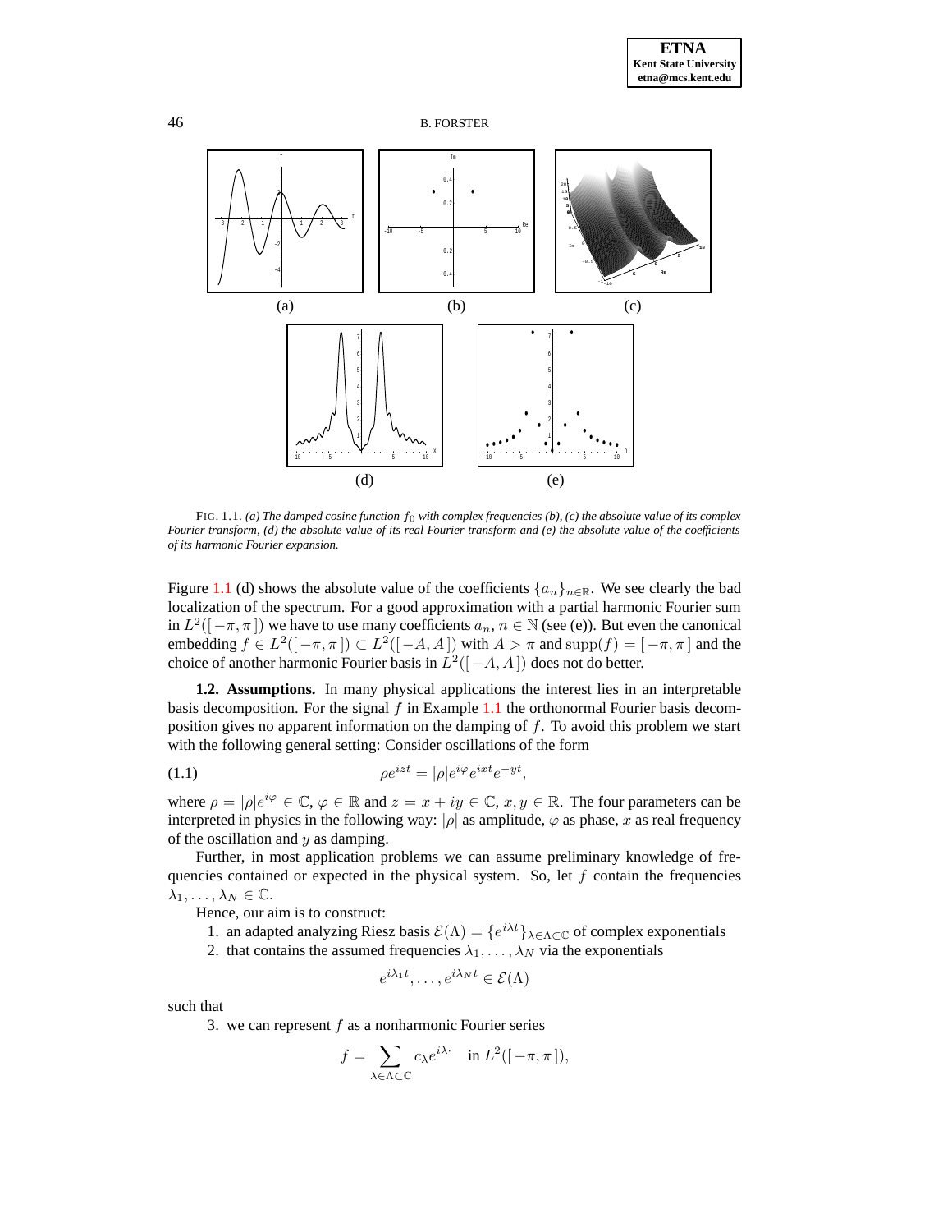FIG. 1.1. *(a) The damped cosine function $f_0$ with complex frequencies (b), (c) the absolute value of its complex Fourier transform, (d) the absolute value of its real Fourier transform and (e) the absolute value of the coefficients of its harmonic Fourier expansion.*

Figure 1.1 (d) shows the absolute value of the coefficients $\{a_n\}_{n\in\mathbb{R}}$. We see clearly the bad localization of the spectrum. For a good approximation with a partial harmonic Fourier sum in $L^2([-\pi,\pi])$ we have to use many coefficients $a_n$, $n \in \mathbb{N}$ (see (e)). But even the canonical embedding $f \in L^2([-\pi,\pi]) \subset L^2([-A,A])$ with $A > \pi$ and $\operatorname{supp}(f) = [-\pi,\pi]$ and the choice of another harmonic Fourier basis in $L^2([-A,A])$ does not do better.

**1.2. Assumptions.** In many physical applications the interest lies in an interpretable basis decomposition. For the signal $f$ in Example 1.1 the orthonormal Fourier basis decomposition gives no apparent information on the damping of $f$. To avoid this problem we start with the following general setting: Consider oscillations of the form

$$\rho e^{izt} = |\rho| e^{i\varphi} e^{ixt} e^{-yt}, \tag{1.1}$$

where $\rho = |\rho| e^{i\varphi} \in \mathbb{C}$, $\varphi \in \mathbb{R}$ and $z = x + iy \in \mathbb{C}$, $x, y \in \mathbb{R}$. The four parameters can be interpreted in physics in the following way: $|\rho|$ as amplitude, $\varphi$ as phase, $x$ as real frequency of the oscillation and $y$ as damping.

Further, in most application problems we can assume preliminary knowledge of frequencies contained or expected in the physical system. So, let $f$ contain the frequencies $\lambda_1, \ldots, \lambda_N \in \mathbb{C}$.

Hence, our aim is to construct:

1. an adapted analyzing Riesz basis $\mathcal{E}(\Lambda) = \{e^{i\lambda t}\}_{\lambda\in\Lambda\subset\mathbb{C}}$ of complex exponentials
2. that contains the assumed frequencies $\lambda_1, \ldots, \lambda_N$ via the exponentials

$$e^{i\lambda_1 t}, \ldots, e^{i\lambda_N t} \in \mathcal{E}(\Lambda)$$

such that

3. we can represent $f$ as a nonharmonic Fourier series

$$f = \sum_{\lambda\in\Lambda\subset\mathbb{C}} c_\lambda e^{i\lambda\cdot} \quad \text{in } L^2([-\pi,\pi]),$$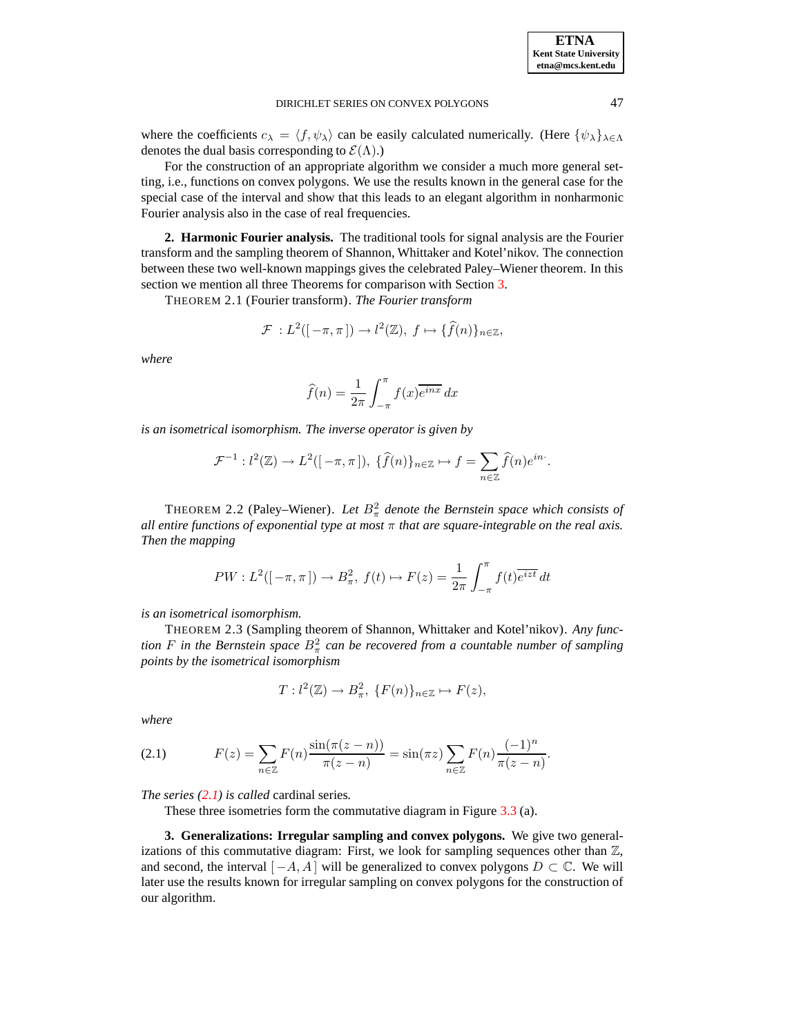where the coefficients $c_\lambda = \langle f, \psi_\lambda \rangle$ can be easily calculated numerically. (Here $\{\psi_\lambda\}_{\lambda\in\Lambda}$ denotes the dual basis corresponding to $\mathcal{E}(\Lambda)$.)

For the construction of an appropriate algorithm we consider a much more general setting, i.e., functions on convex polygons. We use the results known in the general case for the special case of the interval and show that this leads to an elegant algorithm in nonharmonic Fourier analysis also in the case of real frequencies.

## 2. Harmonic Fourier analysis.

The traditional tools for signal analysis are the Fourier transform and the sampling theorem of Shannon, Whittaker and Kotel'nikov. The connection between these two well-known mappings gives the celebrated Paley–Wiener theorem. In this section we mention all three Theorems for comparison with Section 3.

THEOREM 2.1 (Fourier transform). *The Fourier transform*

$$\mathcal{F}\ : L^2([-\pi,\pi]) \to l^2(\mathbb{Z}),\ f \mapsto \{\widehat{f}(n)\}_{n\in\mathbb{Z}},$$

*where*

$$\widehat{f}(n) = \frac{1}{2\pi}\int_{-\pi}^{\pi} f(x)\overline{e^{inx}}\,dx$$

*is an isometrical isomorphism. The inverse operator is given by*

$$\mathcal{F}^{-1} : l^2(\mathbb{Z}) \to L^2([-\pi,\pi]),\ \{\widehat{f}(n)\}_{n\in\mathbb{Z}} \mapsto f = \sum_{n\in\mathbb{Z}} \widehat{f}(n)e^{in\cdot}.$$

THEOREM 2.2 (Paley–Wiener). *Let $B_\pi^2$ denote the Bernstein space which consists of all entire functions of exponential type at most $\pi$ that are square-integrable on the real axis. Then the mapping*

$$PW : L^2([-\pi,\pi]) \to B_\pi^2,\ f(t) \mapsto F(z) = \frac{1}{2\pi}\int_{-\pi}^{\pi} f(t)\overline{e^{izt}}\,dt$$

*is an isometrical isomorphism.*

THEOREM 2.3 (Sampling theorem of Shannon, Whittaker and Kotel'nikov). *Any function $F$ in the Bernstein space $B_\pi^2$ can be recovered from a countable number of sampling points by the isometrical isomorphism*

$$T : l^2(\mathbb{Z}) \to B_\pi^2,\ \{F(n)\}_{n\in\mathbb{Z}} \mapsto F(z),$$

*where*

$$F(z) = \sum_{n\in\mathbb{Z}} F(n)\frac{\sin(\pi(z-n))}{\pi(z-n)} = \sin(\pi z)\sum_{n\in\mathbb{Z}} F(n)\frac{(-1)^n}{\pi(z-n)}. \tag{2.1}$$

*The series (2.1) is called* cardinal series*.*

These three isometries form the commutative diagram in Figure 3.3 (a).

## 3. Generalizations: Irregular sampling and convex polygons.

We give two generalizations of this commutative diagram: First, we look for sampling sequences other than $\mathbb{Z}$, and second, the interval $[-A, A]$ will be generalized to convex polygons $D \subset \mathbb{C}$. We will later use the results known for irregular sampling on convex polygons for the construction of our algorithm.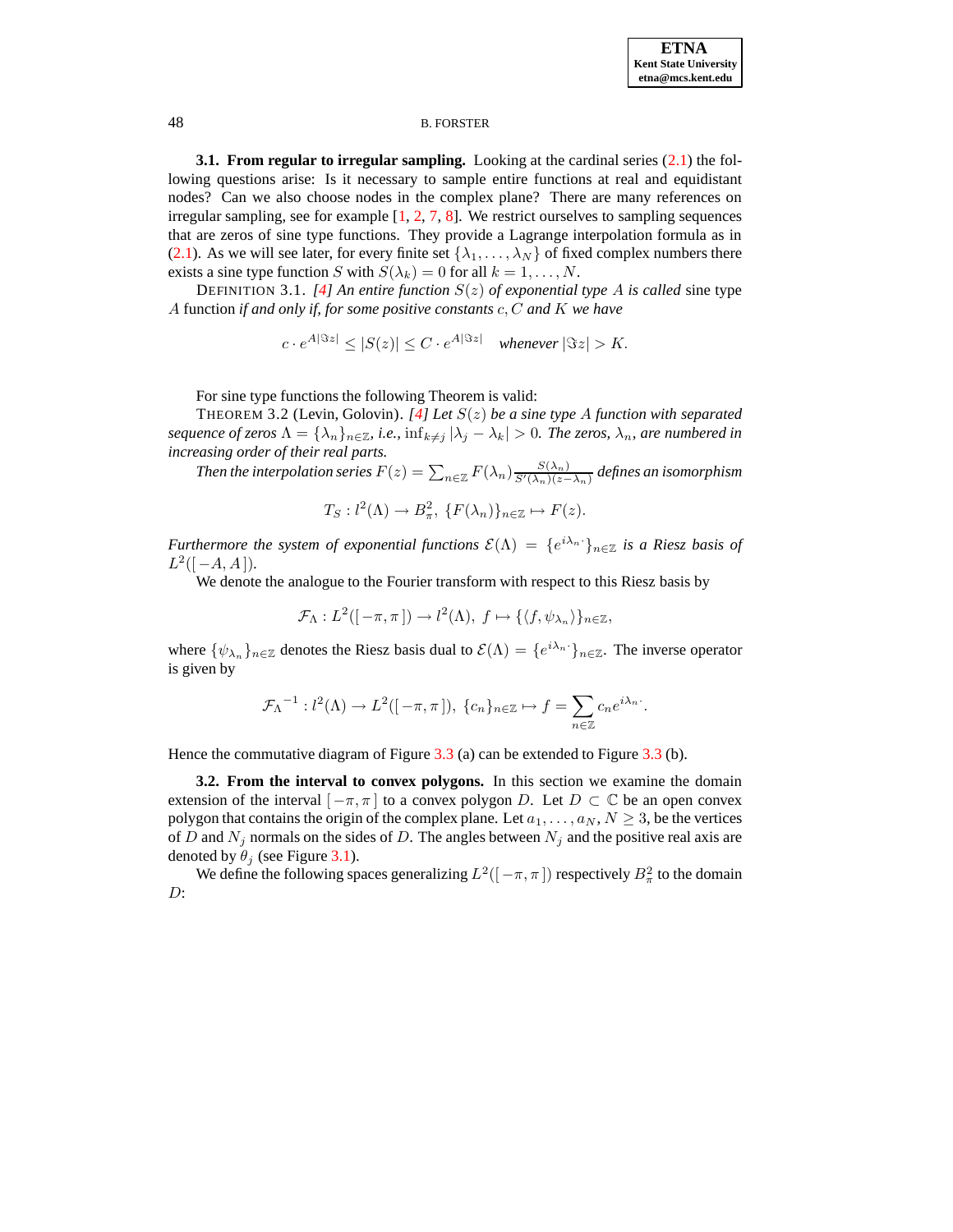**3.1. From regular to irregular sampling.** Looking at the cardinal series (2.1) the following questions arise: Is it necessary to sample entire functions at real and equidistant nodes? Can we also choose nodes in the complex plane? There are many references on irregular sampling, see for example [1, 2, 7, 8]. We restrict ourselves to sampling sequences that are zeros of sine type functions. They provide a Lagrange interpolation formula as in (2.1). As we will see later, for every finite set $\{\lambda_1, \ldots, \lambda_N\}$ of fixed complex numbers there exists a sine type function $S$ with $S(\lambda_k) = 0$ for all $k = 1, \ldots, N$.

DEFINITION 3.1. *[4] An entire function $S(z)$ of exponential type $A$ is called* sine type $A$ function *if and only if, for some positive constants $c, C$ and $K$ we have*

$$c \cdot e^{A|\Im z|} \leq |S(z)| \leq C \cdot e^{A|\Im z|} \quad \textit{whenever } |\Im z| > K.$$

For sine type functions the following Theorem is valid:

THEOREM 3.2 (Levin, Golovin). *[4] Let $S(z)$ be a sine type $A$ function with separated sequence of zeros $\Lambda = \{\lambda_n\}_{n\in\mathbb{Z}}$, i.e., $\inf_{k\neq j} |\lambda_j - \lambda_k| > 0$. The zeros, $\lambda_n$, are numbered in increasing order of their real parts.*

*Then the interpolation series $F(z) = \sum_{n\in\mathbb{Z}} F(\lambda_n) \frac{S(\lambda_n)}{S'(\lambda_n)(z-\lambda_n)}$ defines an isomorphism*

$$T_S : l^2(\Lambda) \to B^2_\pi, \; \{F(\lambda_n)\}_{n\in\mathbb{Z}} \mapsto F(z).$$

*Furthermore the system of exponential functions $\mathcal{E}(\Lambda) = \{e^{i\lambda_n\cdot}\}_{n\in\mathbb{Z}}$ is a Riesz basis of $L^2([-A, A])$.*

We denote the analogue to the Fourier transform with respect to this Riesz basis by

$$\mathcal{F}_\Lambda : L^2([-\pi, \pi]) \to l^2(\Lambda), \; f \mapsto \{\langle f, \psi_{\lambda_n}\rangle\}_{n\in\mathbb{Z}},$$

where $\{\psi_{\lambda_n}\}_{n\in\mathbb{Z}}$ denotes the Riesz basis dual to $\mathcal{E}(\Lambda) = \{e^{i\lambda_n\cdot}\}_{n\in\mathbb{Z}}$. The inverse operator is given by

$${\mathcal{F}_\Lambda}^{-1} : l^2(\Lambda) \to L^2([-\pi, \pi]), \; \{c_n\}_{n\in\mathbb{Z}} \mapsto f = \sum_{n\in\mathbb{Z}} c_n e^{i\lambda_n\cdot}.$$

Hence the commutative diagram of Figure 3.3 (a) can be extended to Figure 3.3 (b).

**3.2. From the interval to convex polygons.** In this section we examine the domain extension of the interval $[-\pi, \pi]$ to a convex polygon $D$. Let $D \subset \mathbb{C}$ be an open convex polygon that contains the origin of the complex plane. Let $a_1, \ldots, a_N$, $N \geq 3$, be the vertices of $D$ and $N_j$ normals on the sides of $D$. The angles between $N_j$ and the positive real axis are denoted by $\theta_j$ (see Figure 3.1).

We define the following spaces generalizing $L^2([-\pi, \pi])$ respectively $B^2_\pi$ to the domain $D$: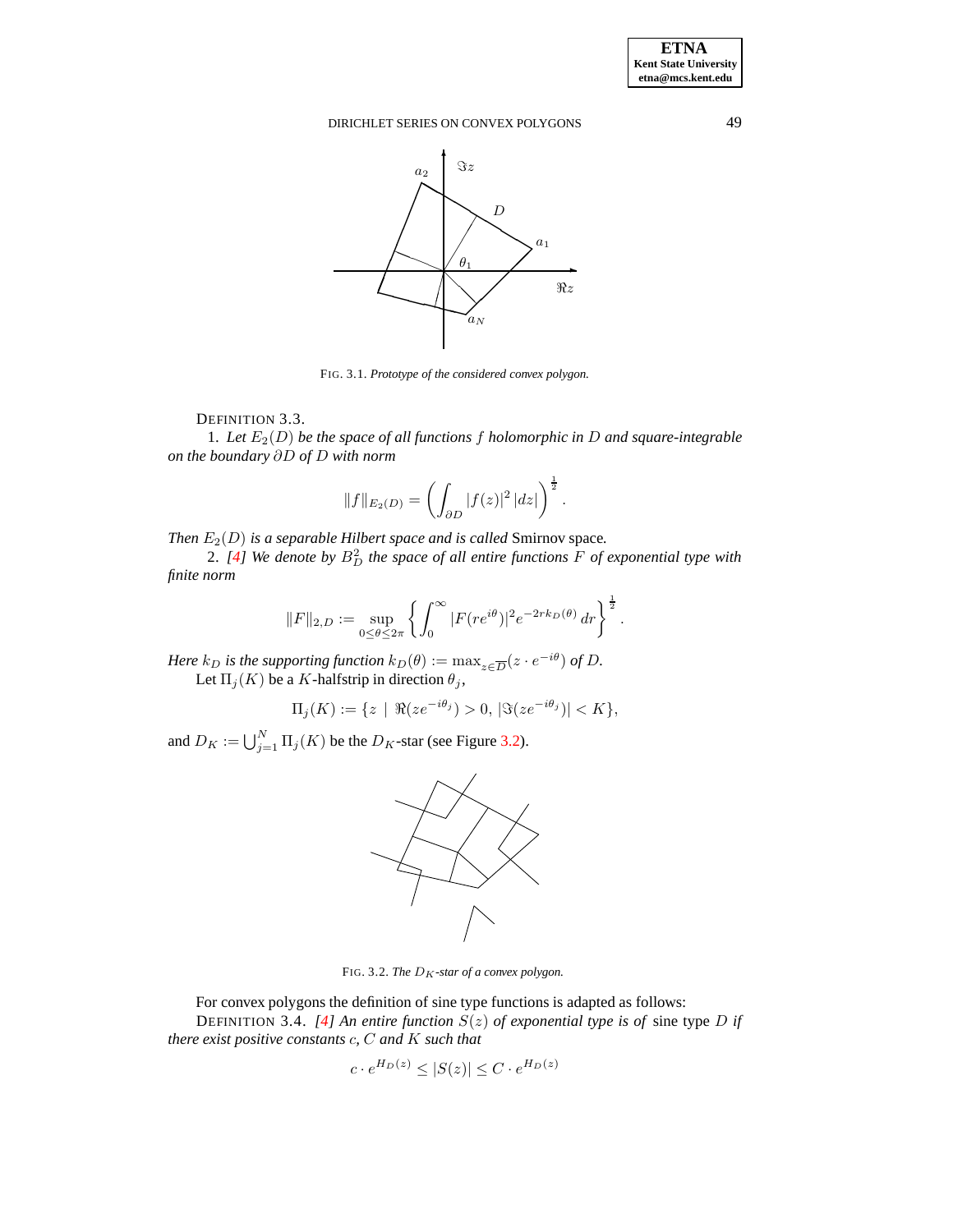FIG. 3.1. *Prototype of the considered convex polygon.*

DEFINITION 3.3.

1. *Let $E_2(D)$ be the space of all functions $f$ holomorphic in $D$ and square-integrable on the boundary $\partial D$ of $D$ with norm*

$$\|f\|_{E_2(D)} = \left( \int_{\partial D} |f(z)|^2 \, |dz| \right)^{\frac{1}{2}}.$$

*Then $E_2(D)$ is a separable Hilbert space and is called* Smirnov space*.*

2. *[4] We denote by $B_D^2$ the space of all entire functions $F$ of exponential type with finite norm*

$$\|F\|_{2,D} := \sup_{0 \leq \theta \leq 2\pi} \left\{ \int_0^\infty |F(re^{i\theta})|^2 e^{-2rk_D(\theta)} \, dr \right\}^{\frac{1}{2}}.$$

*Here $k_D$ is the supporting function $k_D(\theta) := \max_{z \in \overline{D}} (z \cdot e^{-i\theta})$ of $D$.*

Let $\Pi_j(K)$ be a $K$-halfstrip in direction $\theta_j$,

$$\Pi_j(K) := \{ z \mid \Re(ze^{-i\theta_j}) > 0, \, |\Im(ze^{-i\theta_j})| < K \},$$

and $D_K := \bigcup_{j=1}^{N} \Pi_j(K)$ be the $D_K$-star (see Figure 3.2).

FIG. 3.2. *The $D_K$-star of a convex polygon.*

For convex polygons the definition of sine type functions is adapted as follows:

DEFINITION 3.4. *[4] An entire function $S(z)$ of exponential type is of* sine type $D$ *if there exist positive constants $c$, $C$ and $K$ such that*

$$c \cdot e^{H_D(z)} \leq |S(z)| \leq C \cdot e^{H_D(z)}$$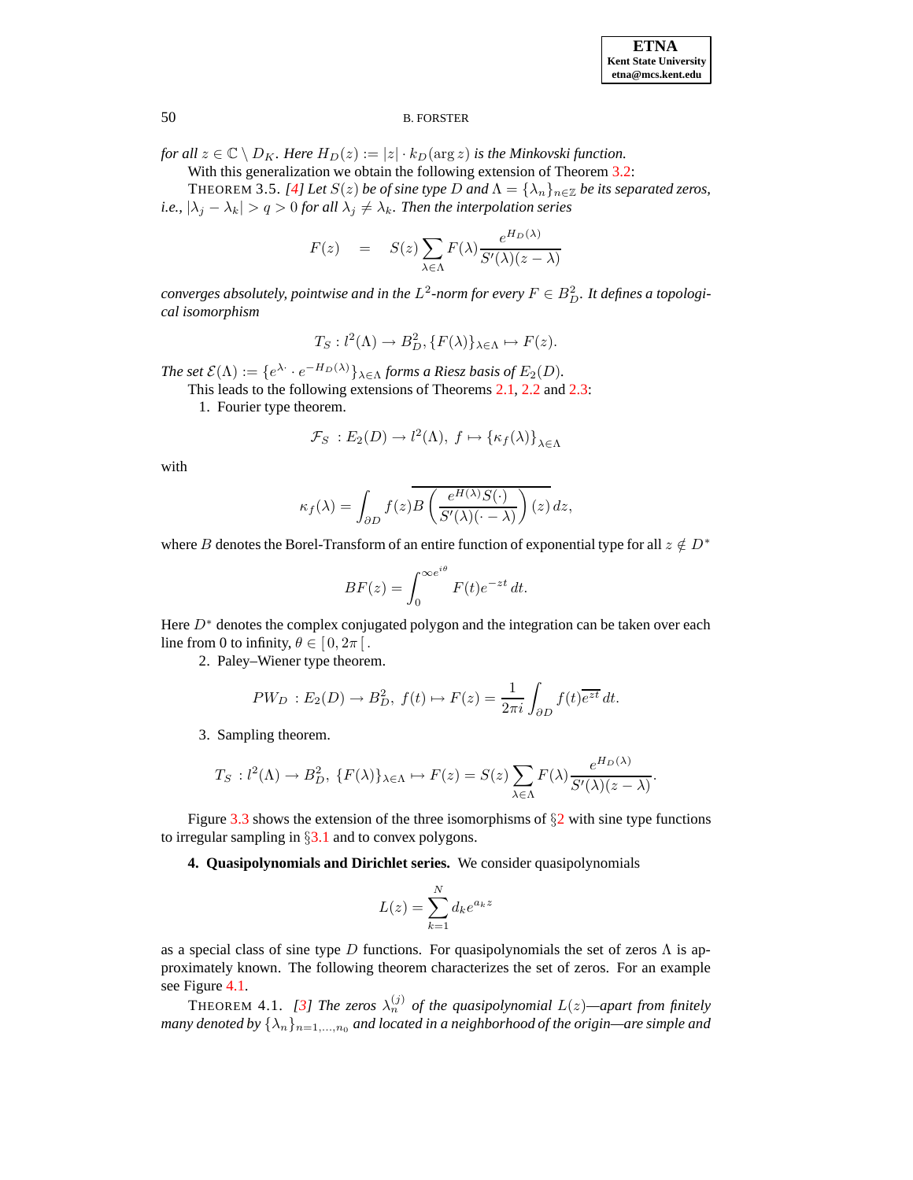*for all $z \in \mathbb{C} \setminus D_K$. Here $H_D(z) := |z| \cdot k_D(\arg z)$ is the Minkovski function.*

With this generalization we obtain the following extension of Theorem 3.2:

THEOREM 3.5. *[4] Let $S(z)$ be of sine type $D$ and $\Lambda = \{\lambda_n\}_{n\in\mathbb{Z}}$ be its separated zeros, i.e., $|\lambda_j - \lambda_k| > q > 0$ for all $\lambda_j \neq \lambda_k$. Then the interpolation series*

$$F(z) \quad = \quad S(z) \sum_{\lambda\in\Lambda} F(\lambda) \frac{e^{H_D(\lambda)}}{S'(\lambda)(z-\lambda)}$$

*converges absolutely, pointwise and in the $L^2$-norm for every $F \in B_D^2$. It defines a topological isomorphism*

$$T_S : l^2(\Lambda) \to B_D^2, \{F(\lambda)\}_{\lambda\in\Lambda} \mapsto F(z).$$

*The set $\mathcal{E}(\Lambda) := \{e^{\lambda\cdot} \cdot e^{-H_D(\lambda)}\}_{\lambda\in\Lambda}$ forms a Riesz basis of $E_2(D)$.*

This leads to the following extensions of Theorems 2.1, 2.2 and 2.3:

1. Fourier type theorem.

$$\mathcal{F}_S \ : E_2(D) \to l^2(\Lambda), \ f \mapsto \{\kappa_f(\lambda)\}_{\lambda\in\Lambda}$$

with

$$\kappa_f(\lambda) = \int_{\partial D} f(z) \overline{B\left(\frac{e^{H(\lambda)}S(\cdot)}{S'(\lambda)(\cdot-\lambda)}\right)(z)}\, dz,$$

where $B$ denotes the Borel-Transform of an entire function of exponential type for all $z \notin D^*$

$$BF(z) = \int_0^{\infty e^{i\theta}} F(t)e^{-zt}\, dt.$$

Here $D^*$ denotes the complex conjugated polygon and the integration can be taken over each line from 0 to infinity, $\theta \in [\,0, 2\pi\,[$.

2. Paley–Wiener type theorem.

$$PW_D \ : E_2(D) \to B_D^2, \ f(t) \mapsto F(z) = \frac{1}{2\pi i} \int_{\partial D} f(t) \overline{e^{zt}}\, dt.$$

3. Sampling theorem.

$$T_S \ : l^2(\Lambda) \to B_D^2, \ \{F(\lambda)\}_{\lambda\in\Lambda} \mapsto F(z) = S(z) \sum_{\lambda\in\Lambda} F(\lambda) \frac{e^{H_D(\lambda)}}{S'(\lambda)(z-\lambda)}.$$

Figure 3.3 shows the extension of the three isomorphisms of §2 with sine type functions to irregular sampling in §3.1 and to convex polygons.

**4. Quasipolynomials and Dirichlet series.** We consider quasipolynomials

$$L(z) = \sum_{k=1}^{N} d_k e^{a_k z}$$

as a special class of sine type $D$ functions. For quasipolynomials the set of zeros $\Lambda$ is approximately known. The following theorem characterizes the set of zeros. For an example see Figure 4.1.

THEOREM 4.1. *[3] The zeros $\lambda_n^{(j)}$ of the quasipolynomial $L(z)$—apart from finitely many denoted by $\{\lambda_n\}_{n=1,\ldots,n_0}$ and located in a neighborhood of the origin—are simple and*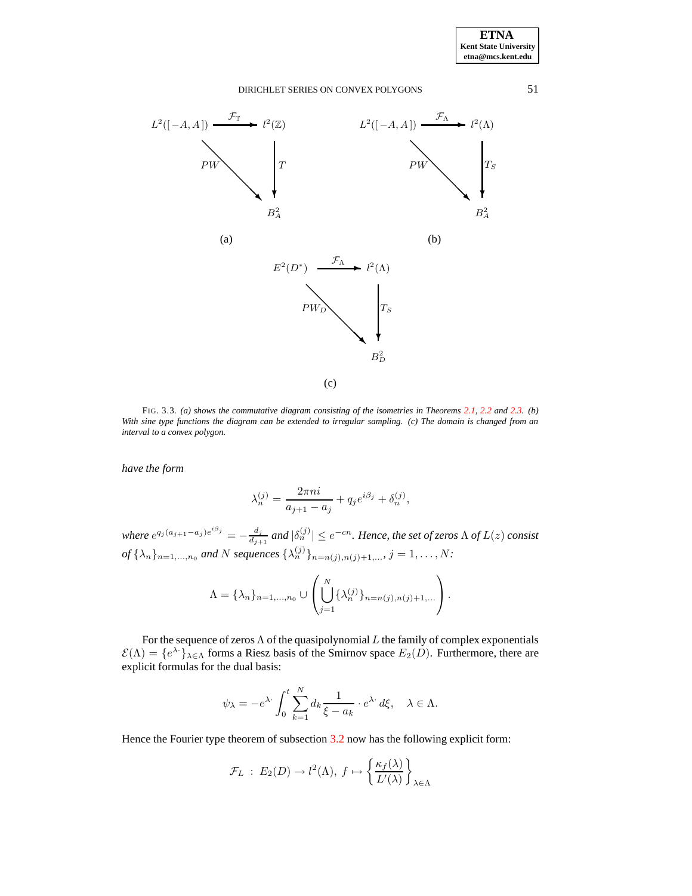FIG. 3.3. *(a) shows the commutative diagram consisting of the isometries in Theorems 2.1, 2.2 and 2.3. (b) With sine type functions the diagram can be extended to irregular sampling. (c) The domain is changed from an interval to a convex polygon.*

*have the form*

$$\lambda_n^{(j)} = \frac{2\pi n i}{a_{j+1} - a_j} + q_j e^{i\beta_j} + \delta_n^{(j)},$$

*where* $e^{q_j(a_{j+1}-a_j)e^{i\beta_j}} = -\frac{d_j}{d_{j+1}}$ *and* $|\delta_n^{(j)}| \leq e^{-cn}$. *Hence, the set of zeros* $\Lambda$ *of* $L(z)$ *consist of* $\{\lambda_n\}_{n=1,\ldots,n_0}$ *and* $N$ *sequences* $\{\lambda_n^{(j)}\}_{n=n(j),n(j)+1,\ldots}$, $j = 1, \ldots, N$*:*

$$\Lambda = \{\lambda_n\}_{n=1,\ldots,n_0} \cup \left( \bigcup_{j=1}^{N} \{\lambda_n^{(j)}\}_{n=n(j),n(j)+1,\ldots} \right).$$

For the sequence of zeros $\Lambda$ of the quasipolynomial $L$ the family of complex exponentials $\mathcal{E}(\Lambda) = \{e^{\lambda\cdot}\}_{\lambda \in \Lambda}$ forms a Riesz basis of the Smirnov space $E_2(D)$. Furthermore, there are explicit formulas for the dual basis:

$$\psi_\lambda = -e^{\lambda\cdot} \int_0^t \sum_{k=1}^{N} d_k \frac{1}{\xi - a_k} \cdot e^{\lambda\cdot}\, d\xi, \quad \lambda \in \Lambda.$$

Hence the Fourier type theorem of subsection 3.2 now has the following explicit form:

$$\mathcal{F}_L \;:\; E_2(D) \to l^2(\Lambda),\; f \mapsto \left\{ \frac{\kappa_f(\lambda)}{L'(\lambda)} \right\}_{\lambda \in \Lambda}$$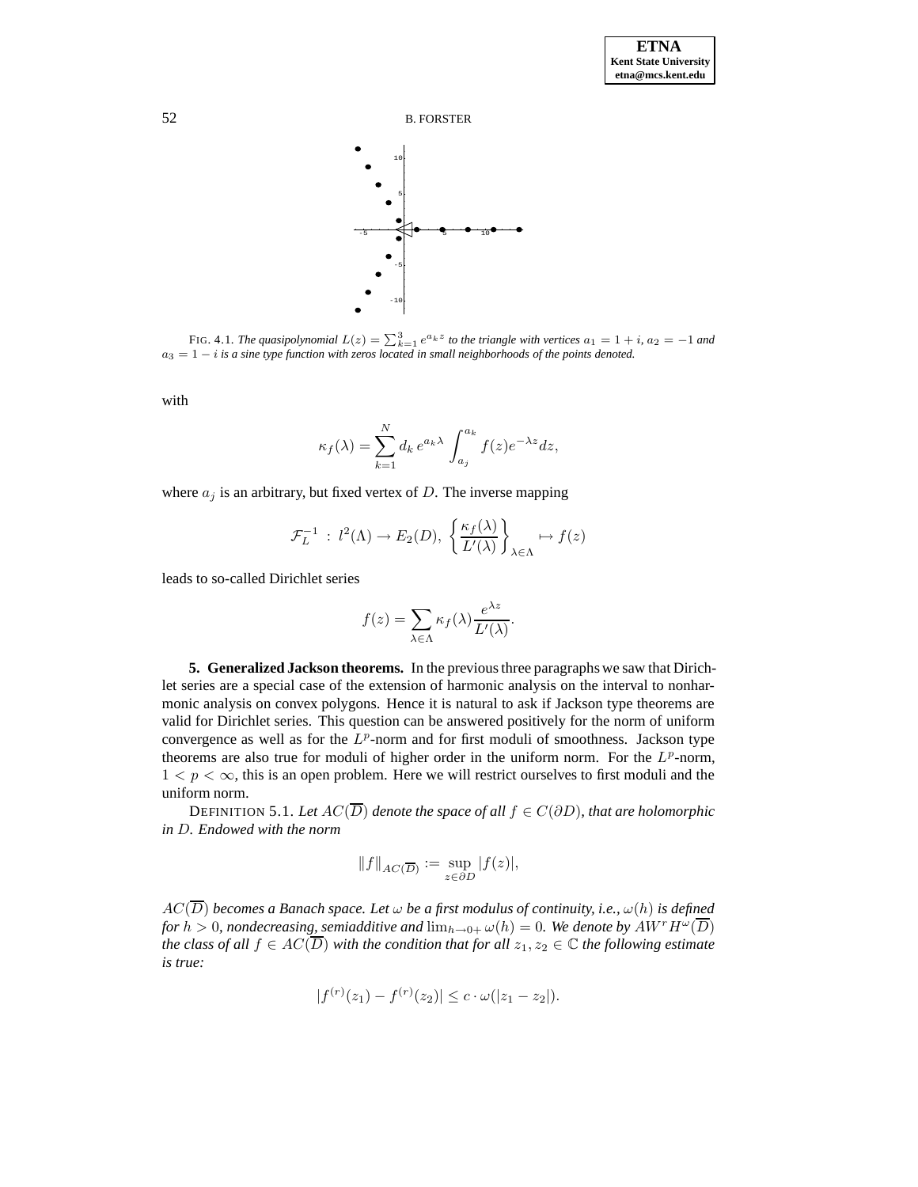FIG. 4.1. *The quasipolynomial $L(z) = \sum_{k=1}^{3} e^{a_k z}$ to the triangle with vertices $a_1 = 1 + i$, $a_2 = -1$ and $a_3 = 1 - i$ is a sine type function with zeros located in small neighborhoods of the points denoted.*

with

$$\kappa_f(\lambda) = \sum_{k=1}^{N} d_k \, e^{a_k \lambda} \int_{a_j}^{a_k} f(z) e^{-\lambda z} dz,$$

where $a_j$ is an arbitrary, but fixed vertex of $D$. The inverse mapping

$$\mathcal{F}_L^{-1} \; : \; l^2(\Lambda) \to E_2(D), \; \left\{ \frac{\kappa_f(\lambda)}{L'(\lambda)} \right\}_{\lambda \in \Lambda} \mapsto f(z)$$

leads to so-called Dirichlet series

$$f(z) = \sum_{\lambda \in \Lambda} \kappa_f(\lambda) \frac{e^{\lambda z}}{L'(\lambda)}.$$

**5. Generalized Jackson theorems.** In the previous three paragraphs we saw that Dirichlet series are a special case of the extension of harmonic analysis on the interval to nonharmonic analysis on convex polygons. Hence it is natural to ask if Jackson type theorems are valid for Dirichlet series. This question can be answered positively for the norm of uniform convergence as well as for the $L^p$-norm and for first moduli of smoothness. Jackson type theorems are also true for moduli of higher order in the uniform norm. For the $L^p$-norm, $1 < p < \infty$, this is an open problem. Here we will restrict ourselves to first moduli and the uniform norm.

DEFINITION 5.1. *Let $AC(\overline{D})$ denote the space of all $f \in C(\partial D)$, that are holomorphic in $D$. Endowed with the norm*

$$\|f\|_{AC(\overline{D})} := \sup_{z \in \partial D} |f(z)|,$$

*$AC(\overline{D})$ becomes a Banach space. Let $\omega$ be a first modulus of continuity, i.e., $\omega(h)$ is defined for $h > 0$, nondecreasing, semiadditive and $\lim_{h \to 0+} \omega(h) = 0$. We denote by $AW^r H^\omega(\overline{D})$ the class of all $f \in AC(\overline{D})$ with the condition that for all $z_1, z_2 \in \mathbb{C}$ the following estimate is true:*

$$|f^{(r)}(z_1) - f^{(r)}(z_2)| \le c \cdot \omega(|z_1 - z_2|).$$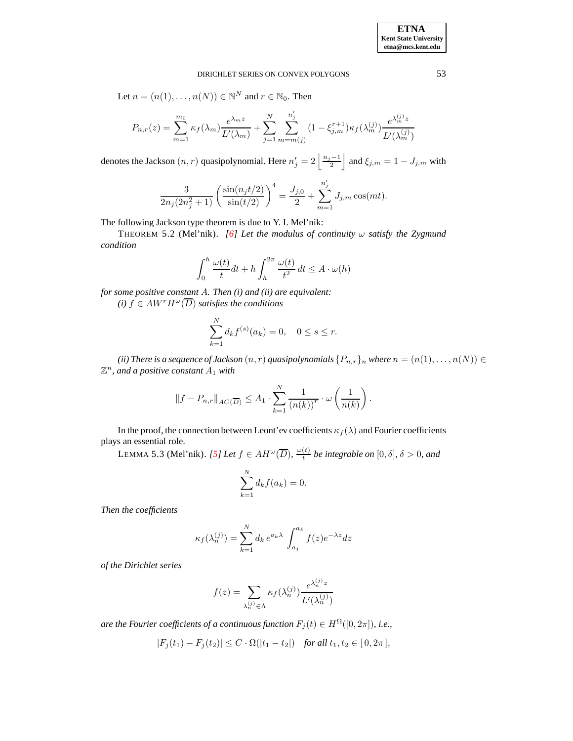Let $n = (n(1), \ldots, n(N)) \in \mathbb{N}^N$ and $r \in \mathbb{N}_0$. Then

$$P_{n,r}(z) = \sum_{m=1}^{m_0} \kappa_f(\lambda_m) \frac{e^{\lambda_m z}}{L'(\lambda_m)} + \sum_{j=1}^{N} \sum_{m=m(j)}^{n'_j} (1 - \xi_{j,m}^{r+1}) \kappa_f(\lambda_m^{(j)}) \frac{e^{\lambda_m^{(j)} z}}{L'(\lambda_m^{(j)})}$$

denotes the Jackson $(n,r)$ quasipolynomial. Here $n'_j = 2\left\lfloor \frac{n_j - 1}{2} \right\rfloor$ and $\xi_{j,m} = 1 - J_{j,m}$ with

$$\frac{3}{2n_j(2n_j^2+1)} \left( \frac{\sin(n_j t/2)}{\sin(t/2)} \right)^4 = \frac{J_{j,0}}{2} + \sum_{m=1}^{n'_j} J_{j,m} \cos(mt).$$

The following Jackson type theorem is due to Y. I. Mel'nik:

THEOREM 5.2 (Mel'nik). *[6] Let the modulus of continuity $\omega$ satisfy the Zygmund condition*

$$\int_0^h \frac{\omega(t)}{t} dt + h \int_h^{2\pi} \frac{\omega(t)}{t^2}\, dt \le A \cdot \omega(h)$$

*for some positive constant $A$. Then (i) and (ii) are equivalent:*

*(i) $f \in AW^r H^\omega(\overline{D})$ satisfies the conditions*

$$\sum_{k=1}^{N} d_k f^{(s)}(a_k) = 0, \quad 0 \le s \le r.$$

*(ii) There is a sequence of Jackson $(n,r)$ quasipolynomials $\{P_{n,r}\}_n$ where $n = (n(1), \ldots, n(N)) \in \mathbb{Z}^n$, and a positive constant $A_1$ with*

$$\|f - P_{n,r}\|_{AC(\overline{D})} \le A_1 \cdot \sum_{k=1}^{N} \frac{1}{(n(k))^r} \cdot \omega\left( \frac{1}{n(k)} \right).$$

In the proof, the connection between Leont'ev coefficients $\kappa_f(\lambda)$ and Fourier coefficients plays an essential role.

LEMMA 5.3 (Mel'nik). *[5] Let $f \in AH^\omega(\overline{D})$, $\frac{\omega(t)}{t}$ be integrable on $[0, \delta]$, $\delta > 0$, and*

$$\sum_{k=1}^{N} d_k f(a_k) = 0.$$

*Then the coefficients*

$$\kappa_f(\lambda_n^{(j)}) = \sum_{k=1}^{N} d_k\, e^{a_k \lambda} \int_{a_j}^{a_k} f(z) e^{-\lambda z} dz$$

*of the Dirichlet series*

$$f(z) = \sum_{\lambda_n^{(j)} \in \Lambda} \kappa_f(\lambda_n^{(j)}) \frac{e^{\lambda_n^{(j)} z}}{L'(\lambda_n^{(j)})}$$

*are the Fourier coefficients of a continuous function $F_j(t) \in H^\Omega([0, 2\pi])$, i.e.,*

$$|F_j(t_1) - F_j(t_2)| \le C \cdot \Omega(|t_1 - t_2|) \quad \textit{for all } t_1, t_2 \in [\,0, 2\pi\,],$$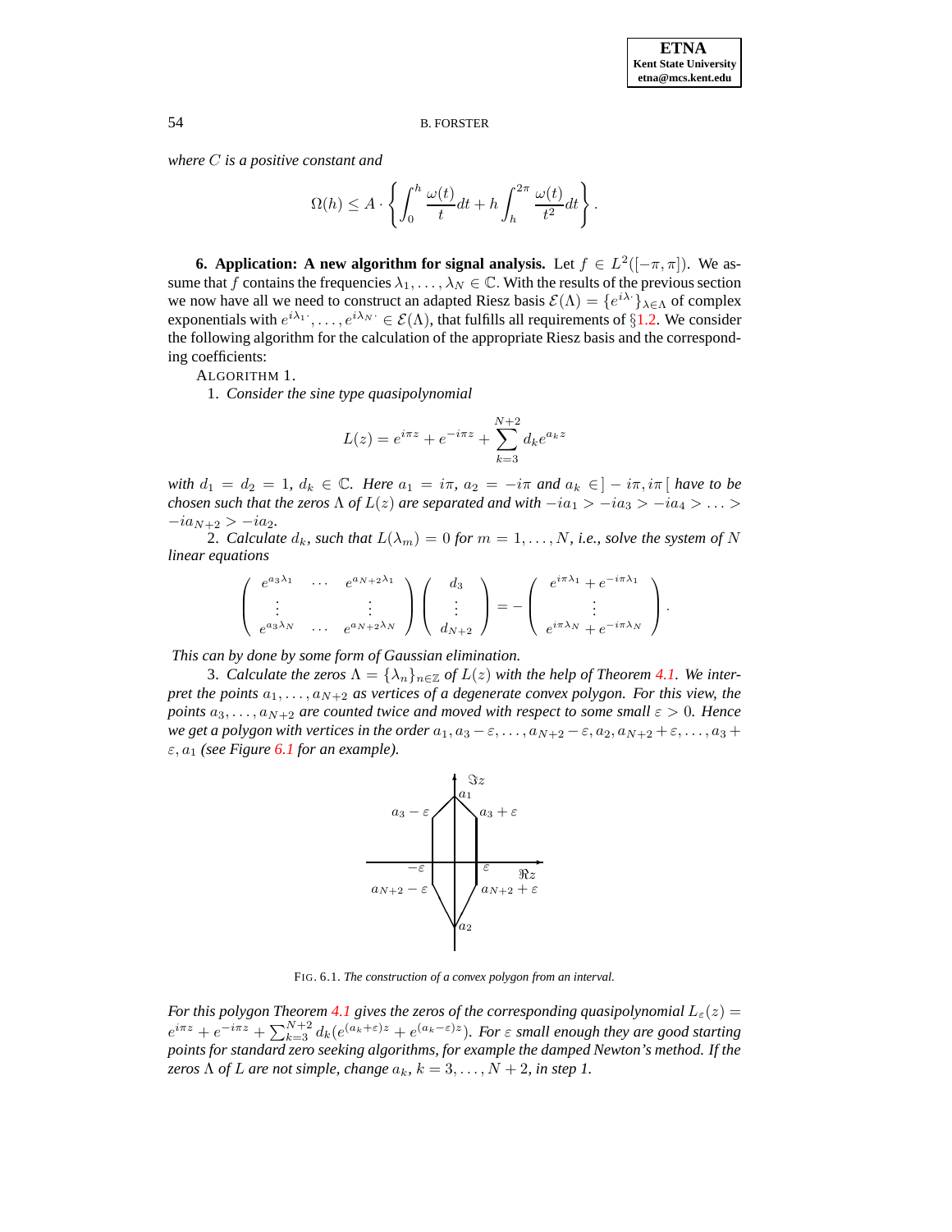*where $C$ is a positive constant and*

$$\Omega(h) \leq A \cdot \left\{ \int_0^h \frac{\omega(t)}{t} dt + h \int_h^{2\pi} \frac{\omega(t)}{t^2} dt \right\}.$$

**6. Application: A new algorithm for signal analysis.** Let $f \in L^2([-\pi, \pi])$. We assume that $f$ contains the frequencies $\lambda_1, \ldots, \lambda_N \in \mathbb{C}$. With the results of the previous section we now have all we need to construct an adapted Riesz basis $\mathcal{E}(\Lambda) = \{e^{i\lambda \cdot}\}_{\lambda \in \Lambda}$ of complex exponentials with $e^{i\lambda_1 \cdot}, \ldots, e^{i\lambda_N \cdot} \in \mathcal{E}(\Lambda)$, that fulfills all requirements of §1.2. We consider the following algorithm for the calculation of the appropriate Riesz basis and the corresponding coefficients:

ALGORITHM 1.

1. *Consider the sine type quasipolynomial*

$$L(z) = e^{i\pi z} + e^{-i\pi z} + \sum_{k=3}^{N+2} d_k e^{a_k z}$$

*with $d_1 = d_2 = 1$, $d_k \in \mathbb{C}$. Here $a_1 = i\pi$, $a_2 = -i\pi$ and $a_k \in ]-i\pi, i\pi[$ have to be chosen such that the zeros $\Lambda$ of $L(z)$ are separated and with $-ia_1 > -ia_3 > -ia_4 > \ldots > -ia_{N+2} > -ia_2$.*

2. *Calculate $d_k$, such that $L(\lambda_m) = 0$ for $m = 1, \ldots, N$, i.e., solve the system of $N$ linear equations*

$$\begin{pmatrix} e^{a_3 \lambda_1} & \cdots & e^{a_{N+2} \lambda_1} \\ \vdots & & \vdots \\ e^{a_3 \lambda_N} & \cdots & e^{a_{N+2} \lambda_N} \end{pmatrix} \begin{pmatrix} d_3 \\ \vdots \\ d_{N+2} \end{pmatrix} = - \begin{pmatrix} e^{i\pi\lambda_1} + e^{-i\pi\lambda_1} \\ \vdots \\ e^{i\pi\lambda_N} + e^{-i\pi\lambda_N} \end{pmatrix}.$$

*This can by done by some form of Gaussian elimination.*

3. *Calculate the zeros $\Lambda = \{\lambda_n\}_{n \in \mathbb{Z}}$ of $L(z)$ with the help of Theorem 4.1. We interpret the points $a_1, \ldots, a_{N+2}$ as vertices of a degenerate convex polygon. For this view, the points $a_3, \ldots, a_{N+2}$ are counted twice and moved with respect to some small $\varepsilon > 0$. Hence we get a polygon with vertices in the order $a_1, a_3 - \varepsilon, \ldots, a_{N+2} - \varepsilon, a_2, a_{N+2} + \varepsilon, \ldots, a_3 + \varepsilon, a_1$ (see Figure 6.1 for an example).*

FIG. 6.1. *The construction of a convex polygon from an interval.*

*For this polygon Theorem 4.1 gives the zeros of the corresponding quasipolynomial $L_\varepsilon(z) = e^{i\pi z} + e^{-i\pi z} + \sum_{k=3}^{N+2} d_k (e^{(a_k + \varepsilon)z} + e^{(a_k - \varepsilon)z})$. For $\varepsilon$ small enough they are good starting points for standard zero seeking algorithms, for example the damped Newton's method. If the zeros $\Lambda$ of $L$ are not simple, change $a_k$, $k = 3, \ldots, N+2$, in step 1.*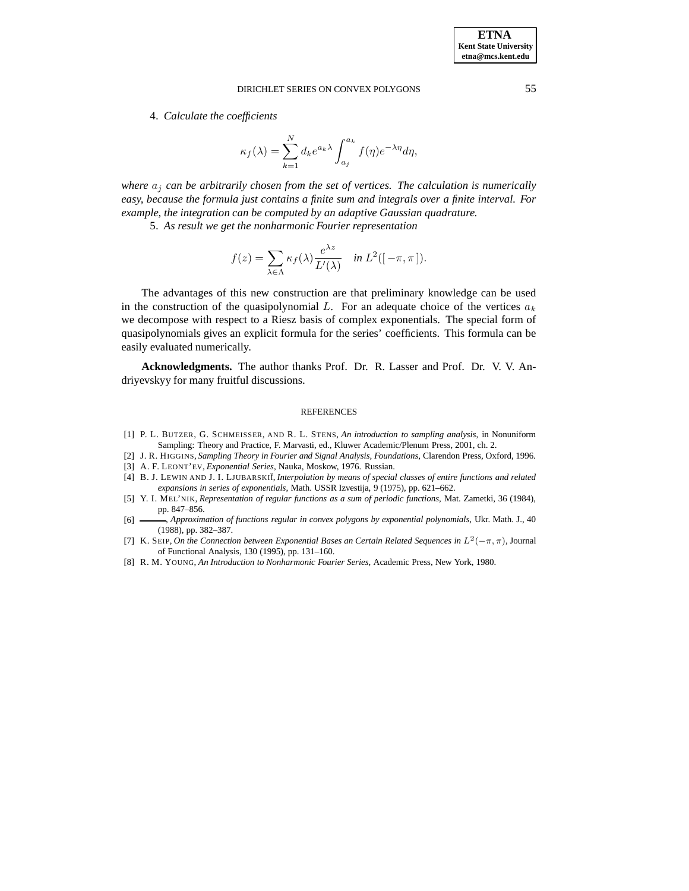4. *Calculate the coefficients*

$$\kappa_f(\lambda) = \sum_{k=1}^{N} d_k e^{a_k \lambda} \int_{a_j}^{a_k} f(\eta) e^{-\lambda \eta} d\eta,$$

*where $a_j$ can be arbitrarily chosen from the set of vertices. The calculation is numerically easy, because the formula just contains a finite sum and integrals over a finite interval. For example, the integration can be computed by an adaptive Gaussian quadrature.*

5. *As result we get the nonharmonic Fourier representation*

$$f(z) = \sum_{\lambda \in \Lambda} \kappa_f(\lambda) \frac{e^{\lambda z}}{L'(\lambda)} \quad \textit{in } L^2([-\pi, \pi]).$$

The advantages of this new construction are that preliminary knowledge can be used in the construction of the quasipolynomial $L$. For an adequate choice of the vertices $a_k$ we decompose with respect to a Riesz basis of complex exponentials. The special form of quasipolynomials gives an explicit formula for the series' coefficients. This formula can be easily evaluated numerically.

**Acknowledgments.** The author thanks Prof. Dr. R. Lasser and Prof. Dr. V. V. Andriyevskyy for many fruitful discussions.

## REFERENCES

[1] P. L. Butzer, G. Schmeisser, and R. L. Stens, *An introduction to sampling analysis*, in Nonuniform Sampling: Theory and Practice, F. Marvasti, ed., Kluwer Academic/Plenum Press, 2001, ch. 2.

[2] J. R. Higgins, *Sampling Theory in Fourier and Signal Analysis, Foundations*, Clarendon Press, Oxford, 1996.

[3] A. F. Leont'ev, *Exponential Series*, Nauka, Moskow, 1976. Russian.

[4] B. J. Lewin and J. I. Ljubarskiĭ, *Interpolation by means of special classes of entire functions and related expansions in series of exponentials*, Math. USSR Izvestija, 9 (1975), pp. 621–662.

[5] Y. I. Mel'nik, *Representation of regular functions as a sum of periodic functions*, Mat. Zametki, 36 (1984), pp. 847–856.

[6] ———, *Approximation of functions regular in convex polygons by exponential polynomials*, Ukr. Math. J., 40 (1988), pp. 382–387.

[7] K. Seip, *On the Connection between Exponential Bases an Certain Related Sequences in $L^2(-\pi, \pi)$*, Journal of Functional Analysis, 130 (1995), pp. 131–160.

[8] R. M. Young, *An Introduction to Nonharmonic Fourier Series*, Academic Press, New York, 1980.